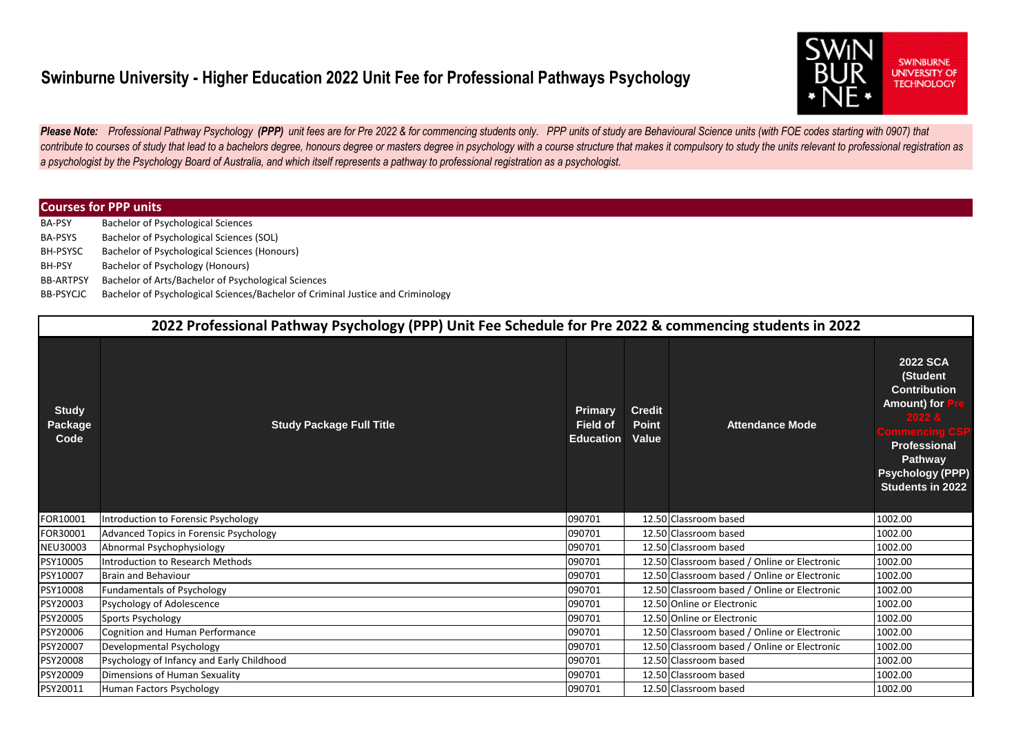# Swinburne University - Higher Education 2022 Unit Fee for Professional Pathways Psychology

***Please Note:** Professional Pathway Psychology **(PPP)** unit fees are for Pre 2022 & for commencing students only. PPP units of study are Behavioural Science units (with FOE codes starting with 0907) that contribute to courses of study that lead to a bachelors degree, honours degree or masters degree in psychology with a course structure that makes it compulsory to study the units relevant to professional registration as a psychologist by the Psychology Board of Australia, and which itself represents a pathway to professional registration as a psychologist.*

## Courses for PPP units

| | |
|---|---|
| BA-PSY | Bachelor of Psychological Sciences |
| BA-PSYS | Bachelor of Psychological Sciences (SOL) |
| BH-PSYSC | Bachelor of Psychological Sciences (Honours) |
| BH-PSY | Bachelor of Psychology (Honours) |
| BB-ARTPSY | Bachelor of Arts/Bachelor of Psychological Sciences |
| BB-PSYCJC | Bachelor of Psychological Sciences/Bachelor of Criminal Justice and Criminology |

## 2022 Professional Pathway Psychology (PPP) Unit Fee Schedule for Pre 2022 & commencing students in 2022

| Study Package Code | Study Package Full Title | Primary Field of Education | Credit Point Value | Attendance Mode | 2022 SCA (Student Contribution Amount) for Pre 2022 & Commencing CSP Professional Pathway Psychology (PPP) Students in 2022 |
|---|---|---|---|---|---|
| FOR10001 | Introduction to Forensic Psychology | 090701 | 12.50 | Classroom based | 1002.00 |
| FOR30001 | Advanced Topics in Forensic Psychology | 090701 | 12.50 | Classroom based | 1002.00 |
| NEU30003 | Abnormal Psychophysiology | 090701 | 12.50 | Classroom based | 1002.00 |
| PSY10005 | Introduction to Research Methods | 090701 | 12.50 | Classroom based / Online or Electronic | 1002.00 |
| PSY10007 | Brain and Behaviour | 090701 | 12.50 | Classroom based / Online or Electronic | 1002.00 |
| PSY10008 | Fundamentals of Psychology | 090701 | 12.50 | Classroom based / Online or Electronic | 1002.00 |
| PSY20003 | Psychology of Adolescence | 090701 | 12.50 | Online or Electronic | 1002.00 |
| PSY20005 | Sports Psychology | 090701 | 12.50 | Online or Electronic | 1002.00 |
| PSY20006 | Cognition and Human Performance | 090701 | 12.50 | Classroom based / Online or Electronic | 1002.00 |
| PSY20007 | Developmental Psychology | 090701 | 12.50 | Classroom based / Online or Electronic | 1002.00 |
| PSY20008 | Psychology of Infancy and Early Childhood | 090701 | 12.50 | Classroom based | 1002.00 |
| PSY20009 | Dimensions of Human Sexuality | 090701 | 12.50 | Classroom based | 1002.00 |
| PSY20011 | Human Factors Psychology | 090701 | 12.50 | Classroom based | 1002.00 |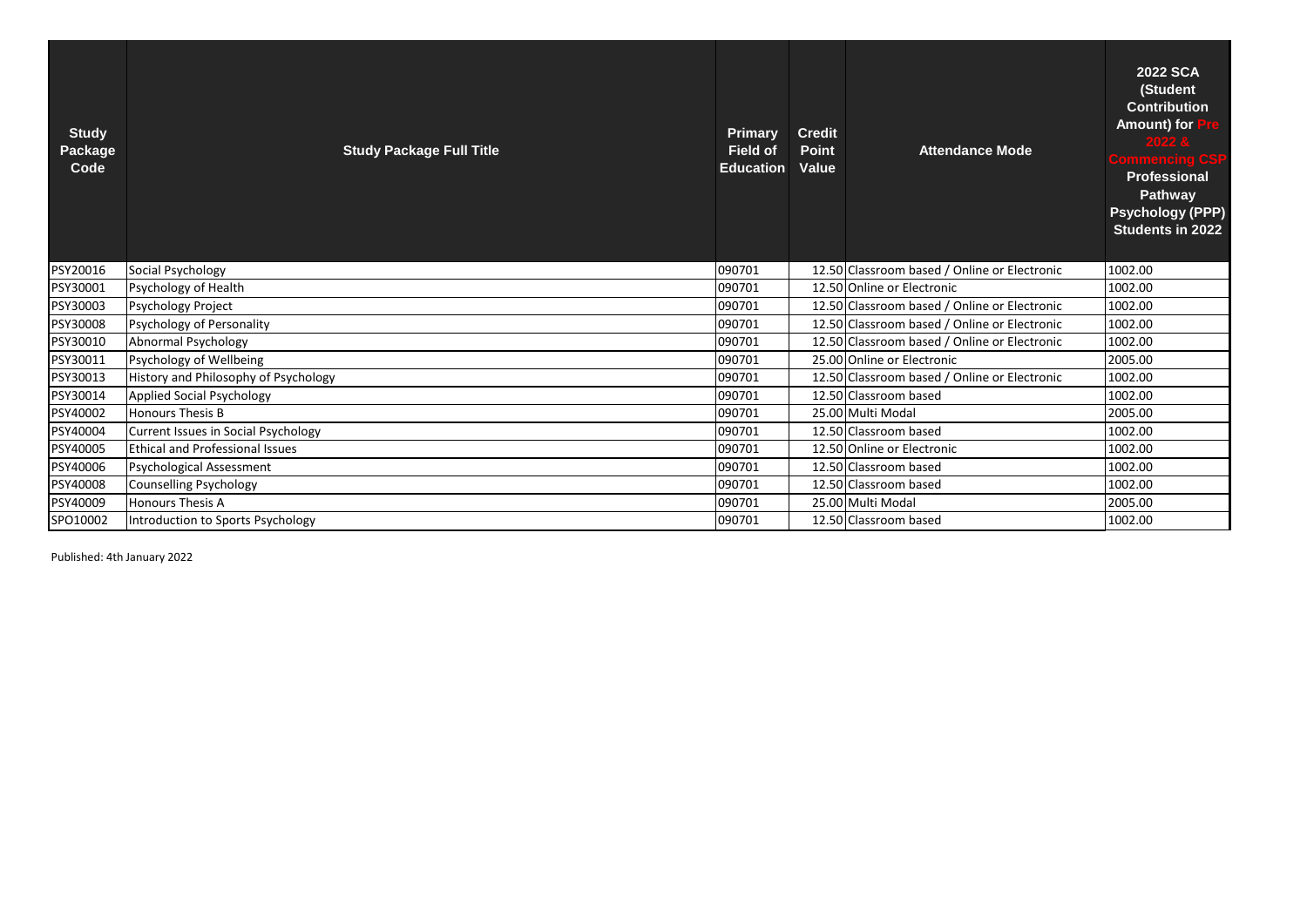| Study Package Code | Study Package Full Title | Primary Field of Education | Credit Point Value | Attendance Mode | 2022 SCA (Student Contribution Amount) for Pre 2022 & Commencing CSP Professional Pathway Psychology (PPP) Students in 2022 |
|---|---|---|---|---|---|
| PSY20016 | Social Psychology | 090701 | 12.50 | Classroom based / Online or Electronic | 1002.00 |
| PSY30001 | Psychology of Health | 090701 | 12.50 | Online or Electronic | 1002.00 |
| PSY30003 | Psychology Project | 090701 | 12.50 | Classroom based / Online or Electronic | 1002.00 |
| PSY30008 | Psychology of Personality | 090701 | 12.50 | Classroom based / Online or Electronic | 1002.00 |
| PSY30010 | Abnormal Psychology | 090701 | 12.50 | Classroom based / Online or Electronic | 1002.00 |
| PSY30011 | Psychology of Wellbeing | 090701 | 25.00 | Online or Electronic | 2005.00 |
| PSY30013 | History and Philosophy of Psychology | 090701 | 12.50 | Classroom based / Online or Electronic | 1002.00 |
| PSY30014 | Applied Social Psychology | 090701 | 12.50 | Classroom based | 1002.00 |
| PSY40002 | Honours Thesis B | 090701 | 25.00 | Multi Modal | 2005.00 |
| PSY40004 | Current Issues in Social Psychology | 090701 | 12.50 | Classroom based | 1002.00 |
| PSY40005 | Ethical and Professional Issues | 090701 | 12.50 | Online or Electronic | 1002.00 |
| PSY40006 | Psychological Assessment | 090701 | 12.50 | Classroom based | 1002.00 |
| PSY40008 | Counselling Psychology | 090701 | 12.50 | Classroom based | 1002.00 |
| PSY40009 | Honours Thesis A | 090701 | 25.00 | Multi Modal | 2005.00 |
| SPO10002 | Introduction to Sports Psychology | 090701 | 12.50 | Classroom based | 1002.00 |

Published: 4th January 2022